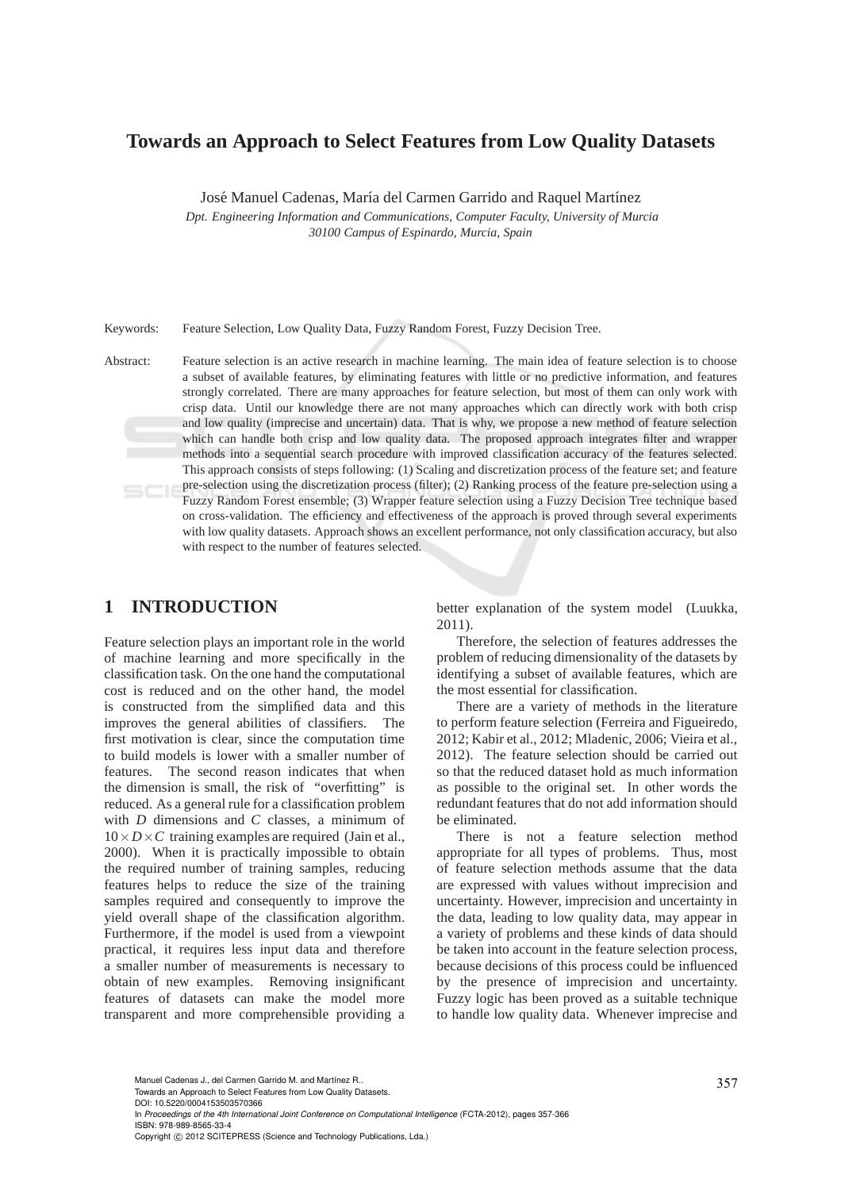# Towards an Approach to Select Features from Low Quality Datasets

José Manuel Cadenas, María del Carmen Garrido and Raquel Martínez

*Dpt. Engineering Information and Communications, Computer Faculty, University of Murcia*
*30100 Campus of Espinardo, Murcia, Spain*

Keywords: Feature Selection, Low Quality Data, Fuzzy Random Forest, Fuzzy Decision Tree.

Abstract: Feature selection is an active research in machine learning. The main idea of feature selection is to choose a subset of available features, by eliminating features with little or no predictive information, and features strongly correlated. There are many approaches for feature selection, but most of them can only work with crisp data. Until our knowledge there are not many approaches which can directly work with both crisp and low quality (imprecise and uncertain) data. That is why, we propose a new method of feature selection which can handle both crisp and low quality data. The proposed approach integrates filter and wrapper methods into a sequential search procedure with improved classification accuracy of the features selected. This approach consists of steps following: (1) Scaling and discretization process of the feature set; and feature pre-selection using the discretization process (filter); (2) Ranking process of the feature pre-selection using a Fuzzy Random Forest ensemble; (3) Wrapper feature selection using a Fuzzy Decision Tree technique based on cross-validation. The efficiency and effectiveness of the approach is proved through several experiments with low quality datasets. Approach shows an excellent performance, not only classification accuracy, but also with respect to the number of features selected.

## 1 INTRODUCTION

Feature selection plays an important role in the world of machine learning and more specifically in the classification task. On the one hand the computational cost is reduced and on the other hand, the model is constructed from the simplified data and this improves the general abilities of classifiers. The first motivation is clear, since the computation time to build models is lower with a smaller number of features. The second reason indicates that when the dimension is small, the risk of "overfitting" is reduced. As a general rule for a classification problem with $D$ dimensions and $C$ classes, a minimum of $10 \times D \times C$ training examples are required (Jain et al., 2000). When it is practically impossible to obtain the required number of training samples, reducing features helps to reduce the size of the training samples required and consequently to improve the yield overall shape of the classification algorithm. Furthermore, if the model is used from a viewpoint practical, it requires less input data and therefore a smaller number of measurements is necessary to obtain of new examples. Removing insignificant features of datasets can make the model more transparent and more comprehensible providing a better explanation of the system model (Luukka, 2011).

Therefore, the selection of features addresses the problem of reducing dimensionality of the datasets by identifying a subset of available features, which are the most essential for classification.

There are a variety of methods in the literature to perform feature selection (Ferreira and Figueiredo, 2012; Kabir et al., 2012; Mladenic, 2006; Vieira et al., 2012). The feature selection should be carried out so that the reduced dataset hold as much information as possible to the original set. In other words the redundant features that do not add information should be eliminated.

There is not a feature selection method appropriate for all types of problems. Thus, most of feature selection methods assume that the data are expressed with values without imprecision and uncertainty. However, imprecision and uncertainty in the data, leading to low quality data, may appear in a variety of problems and these kinds of data should be taken into account in the feature selection process, because decisions of this process could be influenced by the presence of imprecision and uncertainty. Fuzzy logic has been proved as a suitable technique to handle low quality data. Whenever imprecise and

Manuel Cadenas J., del Carmen Garrido M. and Martínez R..
Towards an Approach to Select Features from Low Quality Datasets.
DOI: 10.5220/0004153503570366
In *Proceedings of the 4th International Joint Conference on Computational Intelligence* (FCTA-2012), pages 357-366
ISBN: 978-989-8565-33-4
Copyright © 2012 SCITEPRESS (Science and Technology Publications, Lda.)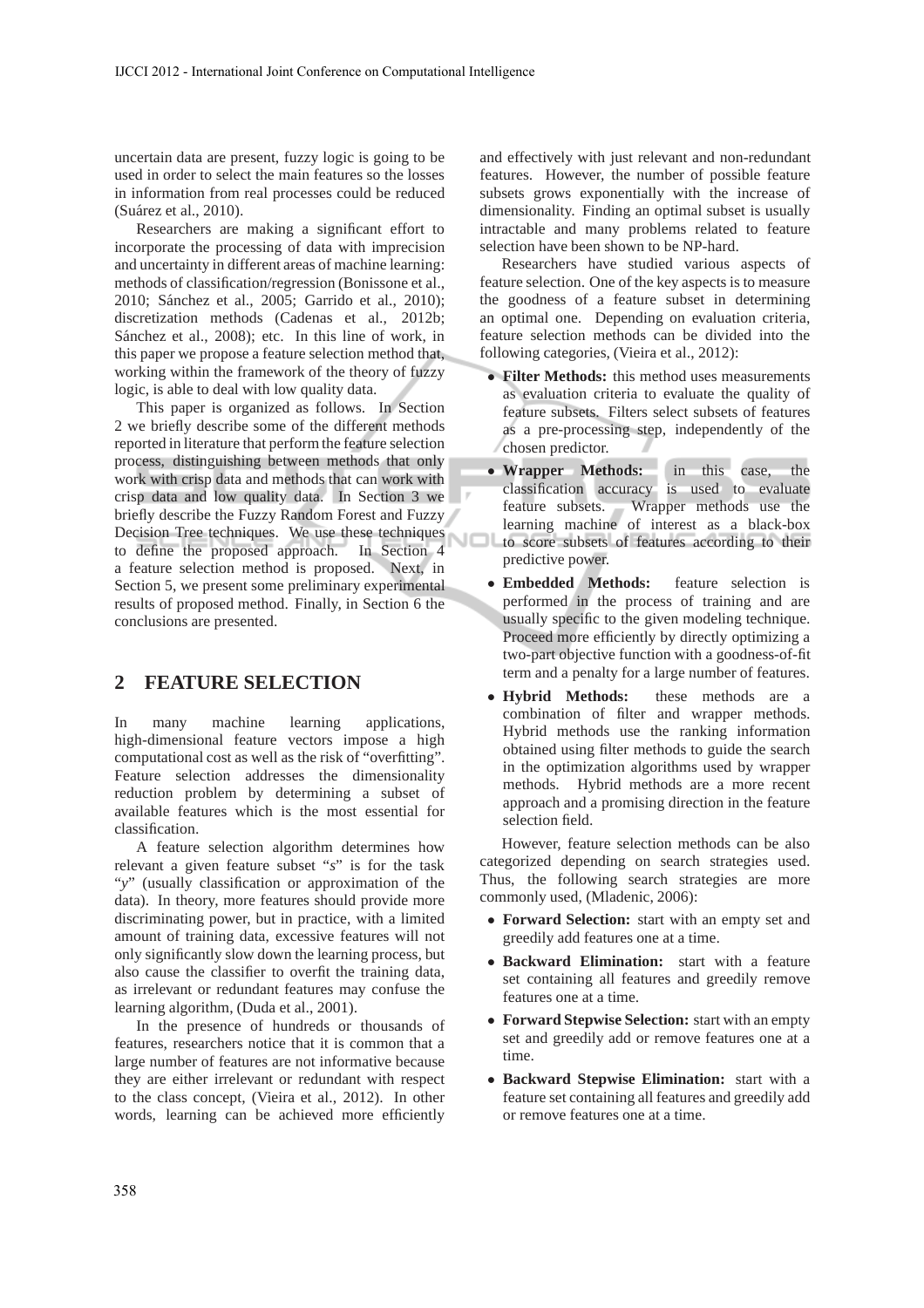uncertain data are present, fuzzy logic is going to be used in order to select the main features so the losses in information from real processes could be reduced (Suárez et al., 2010).

Researchers are making a significant effort to incorporate the processing of data with imprecision and uncertainty in different areas of machine learning: methods of classification/regression (Bonissone et al., 2010; Sánchez et al., 2005; Garrido et al., 2010); discretization methods (Cadenas et al., 2012b; Sánchez et al., 2008); etc. In this line of work, in this paper we propose a feature selection method that, working within the framework of the theory of fuzzy logic, is able to deal with low quality data.

This paper is organized as follows. In Section 2 we briefly describe some of the different methods reported in literature that perform the feature selection process, distinguishing between methods that only work with crisp data and methods that can work with crisp data and low quality data. In Section 3 we briefly describe the Fuzzy Random Forest and Fuzzy Decision Tree techniques. We use these techniques to define the proposed approach. In Section 4 a feature selection method is proposed. Next, in Section 5, we present some preliminary experimental results of proposed method. Finally, in Section 6 the conclusions are presented.

## 2 FEATURE SELECTION

In many machine learning applications, high-dimensional feature vectors impose a high computational cost as well as the risk of "overfitting". Feature selection addresses the dimensionality reduction problem by determining a subset of available features which is the most essential for classification.

A feature selection algorithm determines how relevant a given feature subset "*s*" is for the task "*y*" (usually classification or approximation of the data). In theory, more features should provide more discriminating power, but in practice, with a limited amount of training data, excessive features will not only significantly slow down the learning process, but also cause the classifier to overfit the training data, as irrelevant or redundant features may confuse the learning algorithm, (Duda et al., 2001).

In the presence of hundreds or thousands of features, researchers notice that it is common that a large number of features are not informative because they are either irrelevant or redundant with respect to the class concept, (Vieira et al., 2012). In other words, learning can be achieved more efficiently and effectively with just relevant and non-redundant features. However, the number of possible feature subsets grows exponentially with the increase of dimensionality. Finding an optimal subset is usually intractable and many problems related to feature selection have been shown to be NP-hard.

Researchers have studied various aspects of feature selection. One of the key aspects is to measure the goodness of a feature subset in determining an optimal one. Depending on evaluation criteria, feature selection methods can be divided into the following categories, (Vieira et al., 2012):

- **Filter Methods:** this method uses measurements as evaluation criteria to evaluate the quality of feature subsets. Filters select subsets of features as a pre-processing step, independently of the chosen predictor.
- **Wrapper Methods:** in this case, the classification accuracy is used to evaluate feature subsets. Wrapper methods use the learning machine of interest as a black-box to score subsets of features according to their predictive power.
- **Embedded Methods:** feature selection is performed in the process of training and are usually specific to the given modeling technique. Proceed more efficiently by directly optimizing a two-part objective function with a goodness-of-fit term and a penalty for a large number of features.
- **Hybrid Methods:** these methods are a combination of filter and wrapper methods. Hybrid methods use the ranking information obtained using filter methods to guide the search in the optimization algorithms used by wrapper methods. Hybrid methods are a more recent approach and a promising direction in the feature selection field.

However, feature selection methods can be also categorized depending on search strategies used. Thus, the following search strategies are more commonly used, (Mladenic, 2006):

- **Forward Selection:** start with an empty set and greedily add features one at a time.
- **Backward Elimination:** start with a feature set containing all features and greedily remove features one at a time.
- **Forward Stepwise Selection:** start with an empty set and greedily add or remove features one at a time.
- **Backward Stepwise Elimination:** start with a feature set containing all features and greedily add or remove features one at a time.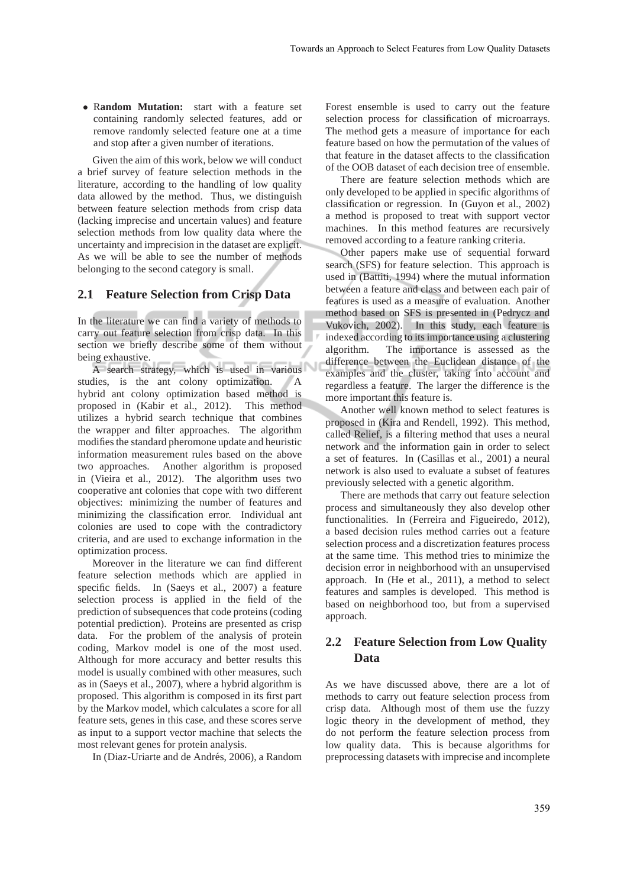- **Random Mutation:** start with a feature set containing randomly selected features, add or remove randomly selected feature one at a time and stop after a given number of iterations.

Given the aim of this work, below we will conduct a brief survey of feature selection methods in the literature, according to the handling of low quality data allowed by the method. Thus, we distinguish between feature selection methods from crisp data (lacking imprecise and uncertain values) and feature selection methods from low quality data where the uncertainty and imprecision in the dataset are explicit. As we will be able to see the number of methods belonging to the second category is small.

## 2.1 Feature Selection from Crisp Data

In the literature we can find a variety of methods to carry out feature selection from crisp data. In this section we briefly describe some of them without being exhaustive.

A search strategy, which is used in various studies, is the ant colony optimization. A hybrid ant colony optimization based method is proposed in (Kabir et al., 2012). This method utilizes a hybrid search technique that combines the wrapper and filter approaches. The algorithm modifies the standard pheromone update and heuristic information measurement rules based on the above two approaches. Another algorithm is proposed in (Vieira et al., 2012). The algorithm uses two cooperative ant colonies that cope with two different objectives: minimizing the number of features and minimizing the classification error. Individual ant colonies are used to cope with the contradictory criteria, and are used to exchange information in the optimization process.

Moreover in the literature we can find different feature selection methods which are applied in specific fields. In (Saeys et al., 2007) a feature selection process is applied in the field of the prediction of subsequences that code proteins (coding potential prediction). Proteins are presented as crisp data. For the problem of the analysis of protein coding, Markov model is one of the most used. Although for more accuracy and better results this model is usually combined with other measures, such as in (Saeys et al., 2007), where a hybrid algorithm is proposed. This algorithm is composed in its first part by the Markov model, which calculates a score for all feature sets, genes in this case, and these scores serve as input to a support vector machine that selects the most relevant genes for protein analysis.

In (Diaz-Uriarte and de Andrés, 2006), a Random Forest ensemble is used to carry out the feature selection process for classification of microarrays. The method gets a measure of importance for each feature based on how the permutation of the values of that feature in the dataset affects to the classification of the OOB dataset of each decision tree of ensemble.

There are feature selection methods which are only developed to be applied in specific algorithms of classification or regression. In (Guyon et al., 2002) a method is proposed to treat with support vector machines. In this method features are recursively removed according to a feature ranking criteria.

Other papers make use of sequential forward search (SFS) for feature selection. This approach is used in (Battiti, 1994) where the mutual information between a feature and class and between each pair of features is used as a measure of evaluation. Another method based on SFS is presented in (Pedrycz and Vukovich, 2002). In this study, each feature is indexed according to its importance using a clustering algorithm. The importance is assessed as the difference between the Euclidean distance of the examples and the cluster, taking into account and regardless a feature. The larger the difference is the more important this feature is.

Another well known method to select features is proposed in (Kira and Rendell, 1992). This method, called Relief, is a filtering method that uses a neural network and the information gain in order to select a set of features. In (Casillas et al., 2001) a neural network is also used to evaluate a subset of features previously selected with a genetic algorithm.

There are methods that carry out feature selection process and simultaneously they also develop other functionalities. In (Ferreira and Figueiredo, 2012), a based decision rules method carries out a feature selection process and a discretization features process at the same time. This method tries to minimize the decision error in neighborhood with an unsupervised approach. In (He et al., 2011), a method to select features and samples is developed. This method is based on neighborhood too, but from a supervised approach.

## 2.2 Feature Selection from Low Quality Data

As we have discussed above, there are a lot of methods to carry out feature selection process from crisp data. Although most of them use the fuzzy logic theory in the development of method, they do not perform the feature selection process from low quality data. This is because algorithms for preprocessing datasets with imprecise and incomplete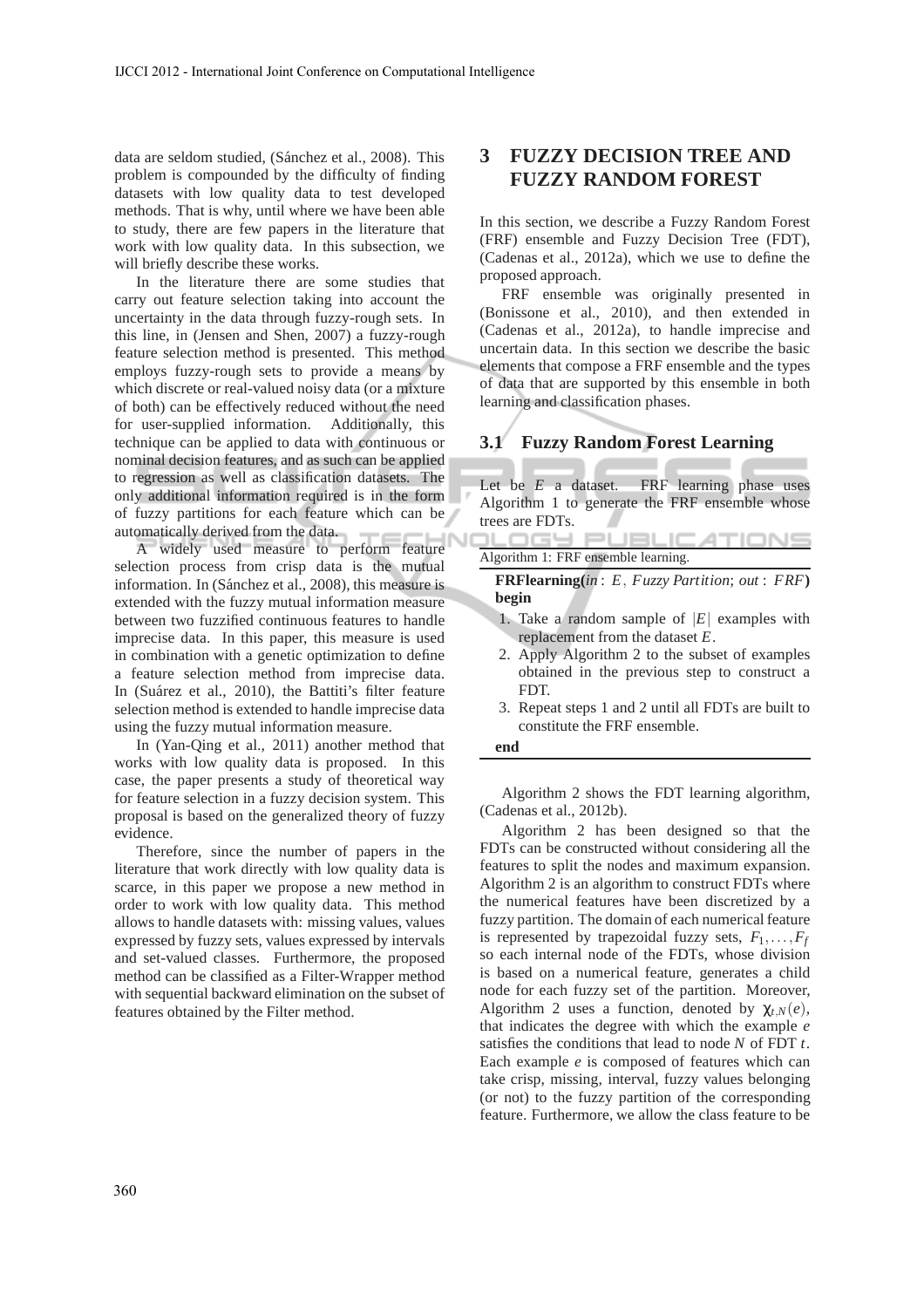data are seldom studied, (Sánchez et al., 2008). This problem is compounded by the difficulty of finding datasets with low quality data to test developed methods. That is why, until where we have been able to study, there are few papers in the literature that work with low quality data. In this subsection, we will briefly describe these works.

In the literature there are some studies that carry out feature selection taking into account the uncertainty in the data through fuzzy-rough sets. In this line, in (Jensen and Shen, 2007) a fuzzy-rough feature selection method is presented. This method employs fuzzy-rough sets to provide a means by which discrete or real-valued noisy data (or a mixture of both) can be effectively reduced without the need for user-supplied information. Additionally, this technique can be applied to data with continuous or nominal decision features, and as such can be applied to regression as well as classification datasets. The only additional information required is in the form of fuzzy partitions for each feature which can be automatically derived from the data.

A widely used measure to perform feature selection process from crisp data is the mutual information. In (Sánchez et al., 2008), this measure is extended with the fuzzy mutual information measure between two fuzzified continuous features to handle imprecise data. In this paper, this measure is used in combination with a genetic optimization to define a feature selection method from imprecise data. In (Suárez et al., 2010), the Battiti's filter feature selection method is extended to handle imprecise data using the fuzzy mutual information measure.

In (Yan-Qing et al., 2011) another method that works with low quality data is proposed. In this case, the paper presents a study of theoretical way for feature selection in a fuzzy decision system. This proposal is based on the generalized theory of fuzzy evidence.

Therefore, since the number of papers in the literature that work directly with low quality data is scarce, in this paper we propose a new method in order to work with low quality data. This method allows to handle datasets with: missing values, values expressed by fuzzy sets, values expressed by intervals and set-valued classes. Furthermore, the proposed method can be classified as a Filter-Wrapper method with sequential backward elimination on the subset of features obtained by the Filter method.

# 3 FUZZY DECISION TREE AND FUZZY RANDOM FOREST

In this section, we describe a Fuzzy Random Forest (FRF) ensemble and Fuzzy Decision Tree (FDT), (Cadenas et al., 2012a), which we use to define the proposed approach.

FRF ensemble was originally presented in (Bonissone et al., 2010), and then extended in (Cadenas et al., 2012a), to handle imprecise and uncertain data. In this section we describe the basic elements that compose a FRF ensemble and the types of data that are supported by this ensemble in both learning and classification phases.

## 3.1 Fuzzy Random Forest Learning

Let be $E$ a dataset. FRF learning phase uses Algorithm 1 to generate the FRF ensemble whose trees are FDTs.

---

Algorithm 1: FRF ensemble learning.

**FRFlearning(**$in: E, \; Fuzzy\ Partition; \; out: FRF$**)**
**begin**

1. Take a random sample of $|E|$ examples with replacement from the dataset $E$.
2. Apply Algorithm 2 to the subset of examples obtained in the previous step to construct a FDT.
3. Repeat steps 1 and 2 until all FDTs are built to constitute the FRF ensemble.

**end**

---

Algorithm 2 shows the FDT learning algorithm, (Cadenas et al., 2012b).

Algorithm 2 has been designed so that the FDTs can be constructed without considering all the features to split the nodes and maximum expansion. Algorithm 2 is an algorithm to construct FDTs where the numerical features have been discretized by a fuzzy partition. The domain of each numerical feature is represented by trapezoidal fuzzy sets, $F_1, \ldots, F_f$ so each internal node of the FDTs, whose division is based on a numerical feature, generates a child node for each fuzzy set of the partition. Moreover, Algorithm 2 uses a function, denoted by $\chi_{t,N}(e)$, that indicates the degree with which the example $e$ satisfies the conditions that lead to node $N$ of FDT $t$. Each example $e$ is composed of features which can take crisp, missing, interval, fuzzy values belonging (or not) to the fuzzy partition of the corresponding feature. Furthermore, we allow the class feature to be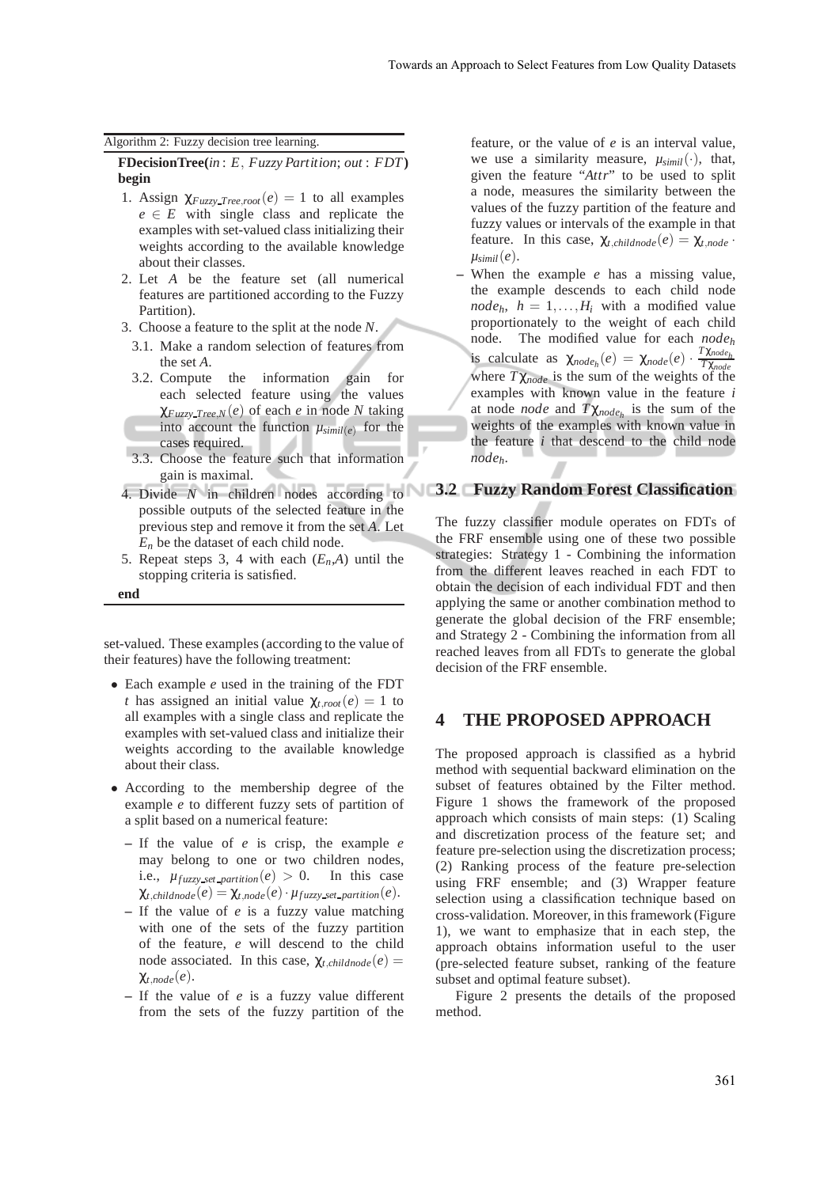Algorithm 2: Fuzzy decision tree learning.

**FDecisionTree(**$in : E, Fuzzy\ Partition; out : FDT$**)**
**begin**

1. Assign $\chi_{Fuzzy\_Tree,root}(e) = 1$ to all examples $e \in E$ with single class and replicate the examples with set-valued class initializing their weights according to the available knowledge about their classes.
2. Let $A$ be the feature set (all numerical features are partitioned according to the Fuzzy Partition).
3. Choose a feature to the split at the node $N$.
   - 3.1. Make a random selection of features from the set $A$.
   - 3.2. Compute the information gain for each selected feature using the values $\chi_{Fuzzy\_Tree,N}(e)$ of each $e$ in node $N$ taking into account the function $\mu_{simil(e)}$ for the cases required.
   - 3.3. Choose the feature such that information gain is maximal.
4. Divide $N$ in children nodes according to possible outputs of the selected feature in the previous step and remove it from the set $A$. Let $E_n$ be the dataset of each child node.
5. Repeat steps 3, 4 with each ($E_n$,$A$) until the stopping criteria is satisfied.

**end**

set-valued. These examples (according to the value of their features) have the following treatment:

- Each example $e$ used in the training of the FDT $t$ has assigned an initial value $\chi_{t,root}(e) = 1$ to all examples with a single class and replicate the examples with set-valued class and initialize their weights according to the available knowledge about their class.
- According to the membership degree of the example $e$ to different fuzzy sets of partition of a split based on a numerical feature:
  - If the value of $e$ is crisp, the example $e$ may belong to one or two children nodes, i.e., $\mu_{fuzzy\_set\_partition}(e) > 0$. In this case $\chi_{t,childnode}(e) = \chi_{t,node}(e) \cdot \mu_{fuzzy\_set\_partition}(e)$.
  - If the value of $e$ is a fuzzy value matching with one of the sets of the fuzzy partition of the feature, $e$ will descend to the child node associated. In this case, $\chi_{t,childnode}(e) = \chi_{t,node}(e)$.
  - If the value of $e$ is a fuzzy value different from the sets of the fuzzy partition of the feature, or the value of $e$ is an interval value, we use a similarity measure, $\mu_{simil}(\cdot)$, that, given the feature "*Attr*" to be used to split a node, measures the similarity between the values of the fuzzy partition of the feature and fuzzy values or intervals of the example in that feature. In this case, $\chi_{t,childnode}(e) = \chi_{t,node} \cdot \mu_{simil}(e)$.
  - When the example $e$ has a missing value, the example descends to each child node $node_h$, $h = 1, \ldots, H_i$ with a modified value proportionately to the weight of each child node. The modified value for each $node_h$ is calculate as $\chi_{node_h}(e) = \chi_{node}(e) \cdot \frac{T\chi_{node_h}}{T\chi_{node}}$ where $T\chi_{node}$ is the sum of the weights of the examples with known value in the feature $i$ at node $node$ and $T\chi_{node_h}$ is the sum of the weights of the examples with known value in the feature $i$ that descend to the child node $node_h$.

### 3.2 Fuzzy Random Forest Classification

The fuzzy classifier module operates on FDTs of the FRF ensemble using one of these two possible strategies: Strategy 1 - Combining the information from the different leaves reached in each FDT to obtain the decision of each individual FDT and then applying the same or another combination method to generate the global decision of the FRF ensemble; and Strategy 2 - Combining the information from all reached leaves from all FDTs to generate the global decision of the FRF ensemble.

## 4 THE PROPOSED APPROACH

The proposed approach is classified as a hybrid method with sequential backward elimination on the subset of features obtained by the Filter method. Figure 1 shows the framework of the proposed approach which consists of main steps: (1) Scaling and discretization process of the feature set; and feature pre-selection using the discretization process; (2) Ranking process of the feature pre-selection using FRF ensemble; and (3) Wrapper feature selection using a classification technique based on cross-validation. Moreover, in this framework (Figure 1), we want to emphasize that in each step, the approach obtains information useful to the user (pre-selected feature subset, ranking of the feature subset and optimal feature subset).

Figure 2 presents the details of the proposed method.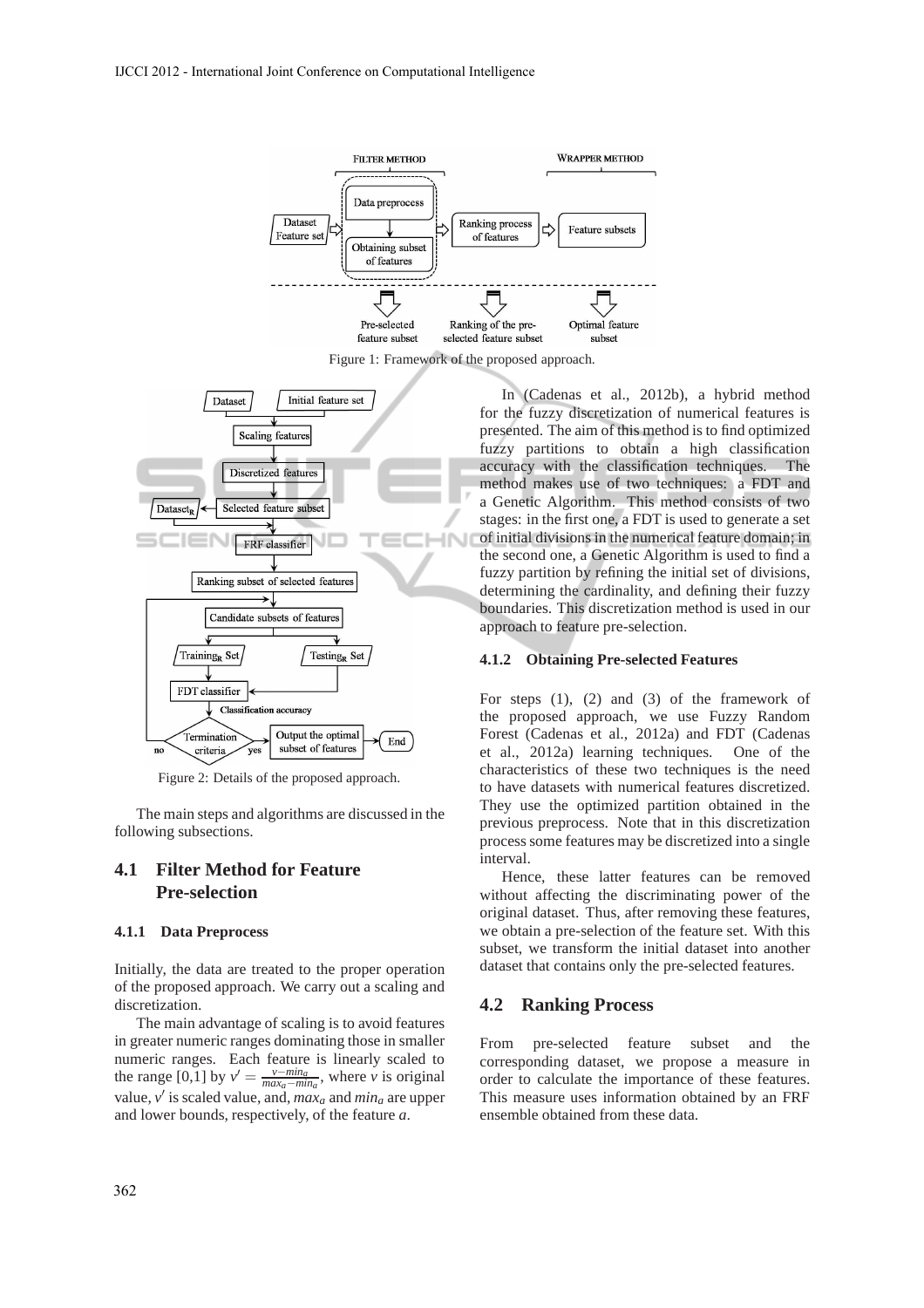Figure 1: Framework of the proposed approach.

Figure 2: Details of the proposed approach.

The main steps and algorithms are discussed in the following subsections.

## 4.1 Filter Method for Feature Pre-selection

### 4.1.1 Data Preprocess

Initially, the data are treated to the proper operation of the proposed approach. We carry out a scaling and discretization.

The main advantage of scaling is to avoid features in greater numeric ranges dominating those in smaller numeric ranges. Each feature is linearly scaled to the range [0,1] by $v' = \frac{v - min_a}{max_a - min_a}$, where $v$ is original value, $v'$ is scaled value, and, $max_a$ and $min_a$ are upper and lower bounds, respectively, of the feature $a$.

In (Cadenas et al., 2012b), a hybrid method for the fuzzy discretization of numerical features is presented. The aim of this method is to find optimized fuzzy partitions to obtain a high classification accuracy with the classification techniques. The method makes use of two techniques: a FDT and a Genetic Algorithm. This method consists of two stages: in the first one, a FDT is used to generate a set of initial divisions in the numerical feature domain; in the second one, a Genetic Algorithm is used to find a fuzzy partition by refining the initial set of divisions, determining the cardinality, and defining their fuzzy boundaries. This discretization method is used in our approach to feature pre-selection.

### 4.1.2 Obtaining Pre-selected Features

For steps (1), (2) and (3) of the framework of the proposed approach, we use Fuzzy Random Forest (Cadenas et al., 2012a) and FDT (Cadenas et al., 2012a) learning techniques. One of the characteristics of these two techniques is the need to have datasets with numerical features discretized. They use the optimized partition obtained in the previous preprocess. Note that in this discretization process some features may be discretized into a single interval.

Hence, these latter features can be removed without affecting the discriminating power of the original dataset. Thus, after removing these features, we obtain a pre-selection of the feature set. With this subset, we transform the initial dataset into another dataset that contains only the pre-selected features.

## 4.2 Ranking Process

From pre-selected feature subset and the corresponding dataset, we propose a measure in order to calculate the importance of these features. This measure uses information obtained by an FRF ensemble obtained from these data.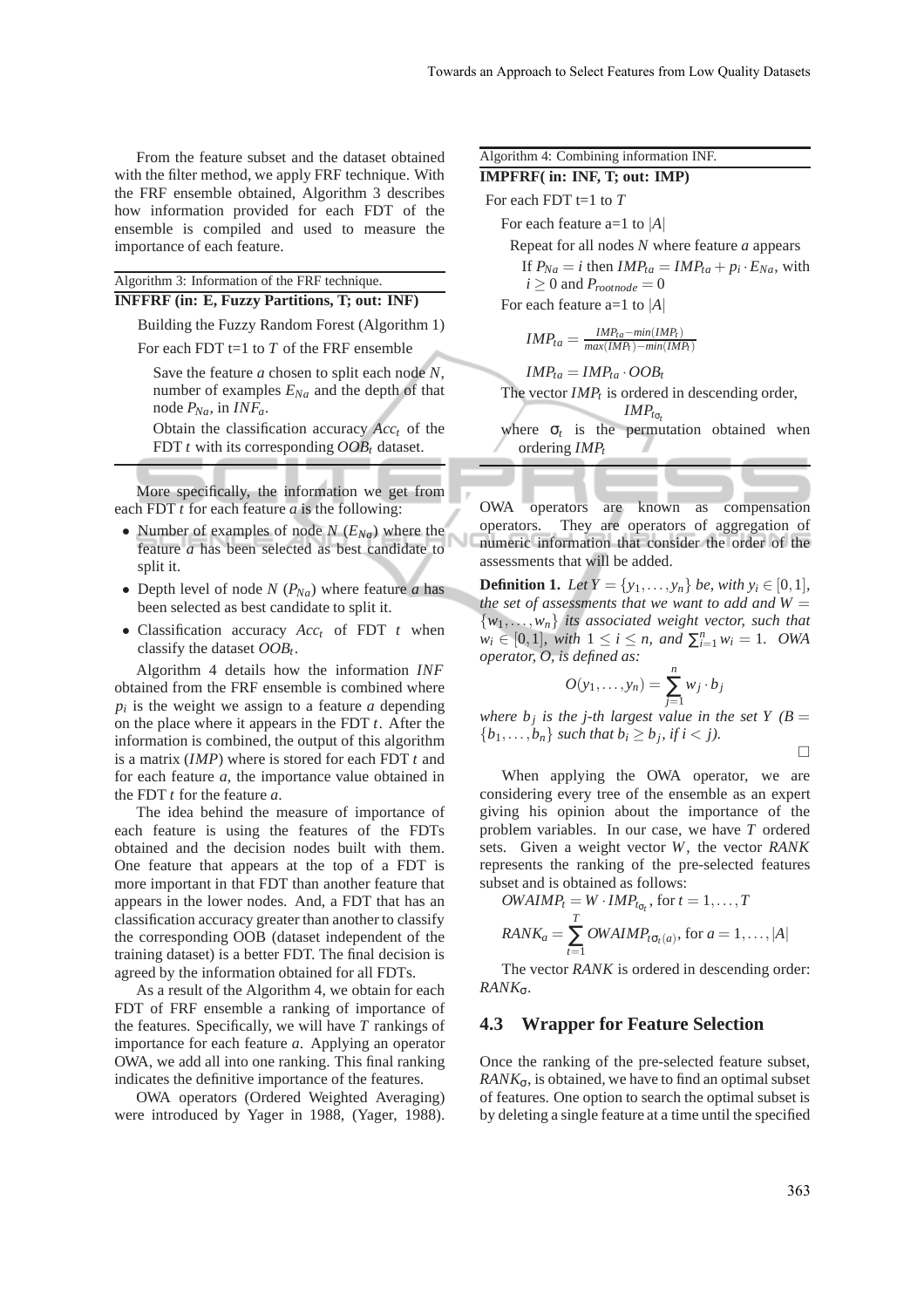From the feature subset and the dataset obtained with the filter method, we apply FRF technique. With the FRF ensemble obtained, Algorithm 3 describes how information provided for each FDT of the ensemble is compiled and used to measure the importance of each feature.

Algorithm 3: Information of the FRF technique.

**INFFRF (in: E, Fuzzy Partitions, T; out: INF)**

Building the Fuzzy Random Forest (Algorithm 1)

For each FDT t=1 to $T$ of the FRF ensemble

Save the feature $a$ chosen to split each node $N$, number of examples $E_{Na}$ and the depth of that node $P_{Na}$, in $INF_a$.

Obtain the classification accuracy $Acc_t$ of the FDT $t$ with its corresponding $OOB_t$ dataset.

More specifically, the information we get from each FDT $t$ for each feature $a$ is the following:

- Number of examples of node $N$ ($E_{Na}$) where the feature $a$ has been selected as best candidate to split it.
- Depth level of node $N$ ($P_{Na}$) where feature $a$ has been selected as best candidate to split it.
- Classification accuracy $Acc_t$ of FDT $t$ when classify the dataset $OOB_t$.

Algorithm 4 details how the information $INF$ obtained from the FRF ensemble is combined where $p_i$ is the weight we assign to a feature $a$ depending on the place where it appears in the FDT $t$. After the information is combined, the output of this algorithm is a matrix ($IMP$) where is stored for each FDT $t$ and for each feature $a$, the importance value obtained in the FDT $t$ for the feature $a$.

The idea behind the measure of importance of each feature is using the features of the FDTs obtained and the decision nodes built with them. One feature that appears at the top of a FDT is more important in that FDT than another feature that appears in the lower nodes. And, a FDT that has an classification accuracy greater than another to classify the corresponding OOB (dataset independent of the training dataset) is a better FDT. The final decision is agreed by the information obtained for all FDTs.

As a result of the Algorithm 4, we obtain for each FDT of FRF ensemble a ranking of importance of the features. Specifically, we will have $T$ rankings of importance for each feature $a$. Applying an operator OWA, we add all into one ranking. This final ranking indicates the definitive importance of the features.

OWA operators (Ordered Weighted Averaging) were introduced by Yager in 1988, (Yager, 1988).

Algorithm 4: Combining information INF.

**IMPFRF( in: INF, T; out: IMP)**

For each FDT t=1 to $T$

For each feature a=1 to $|A|$

Repeat for all nodes $N$ where feature $a$ appears

If $P_{Na} = i$ then $IMP_{ta} = IMP_{ta} + p_i \cdot E_{Na}$, with $i \geq 0$ and $P_{rootnode} = 0$

For each feature a=1 to $|A|$

$$IMP_{ta} = \frac{IMP_{ta} - min(IMP_t)}{max(IMP_t) - min(IMP_t)}$$

$$IMP_{ta} = IMP_{ta} \cdot OOB_t$$

The vector $IMP_t$ is ordered in descending order, $IMP_{t_{\sigma_t}}$

where $\sigma_t$ is the permutation obtained when ordering $IMP_t$

OWA operators are known as compensation operators. They are operators of aggregation of numeric information that consider the order of the assessments that will be added.

**Definition 1.** *Let $Y = \{y_1, \ldots, y_n\}$ be, with $y_i \in [0,1]$, the set of assessments that we want to add and $W = \{w_1, \ldots, w_n\}$ its associated weight vector, such that $w_i \in [0,1]$, with $1 \leq i \leq n$, and $\sum_{i=1}^{n} w_i = 1$. OWA operator, O, is defined as:*

$$O(y_1, \ldots, y_n) = \sum_{j=1}^{n} w_j \cdot b_j$$

*where $b_j$ is the j-th largest value in the set $Y$ ($B = \{b_1, \ldots, b_n\}$ such that $b_i \geq b_j$, if $i < j$).*

□

When applying the OWA operator, we are considering every tree of the ensemble as an expert giving his opinion about the importance of the problem variables. In our case, we have $T$ ordered sets. Given a weight vector $W$, the vector $RANK$ represents the ranking of the pre-selected features subset and is obtained as follows:

$$OWAIMP_t = W \cdot IMP_{t_{\sigma_t}}, \text{ for } t = 1, \ldots, T$$

$$RANK_a = \sum_{t=1}^{T} OWAIMP_{t\sigma_t(a)}, \text{ for } a = 1, \ldots, |A|$$

The vector $RANK$ is ordered in descending order: $RANK_\sigma$.

### 4.3 Wrapper for Feature Selection

Once the ranking of the pre-selected feature subset, $RANK_\sigma$, is obtained, we have to find an optimal subset of features. One option to search the optimal subset is by deleting a single feature at a time until the specified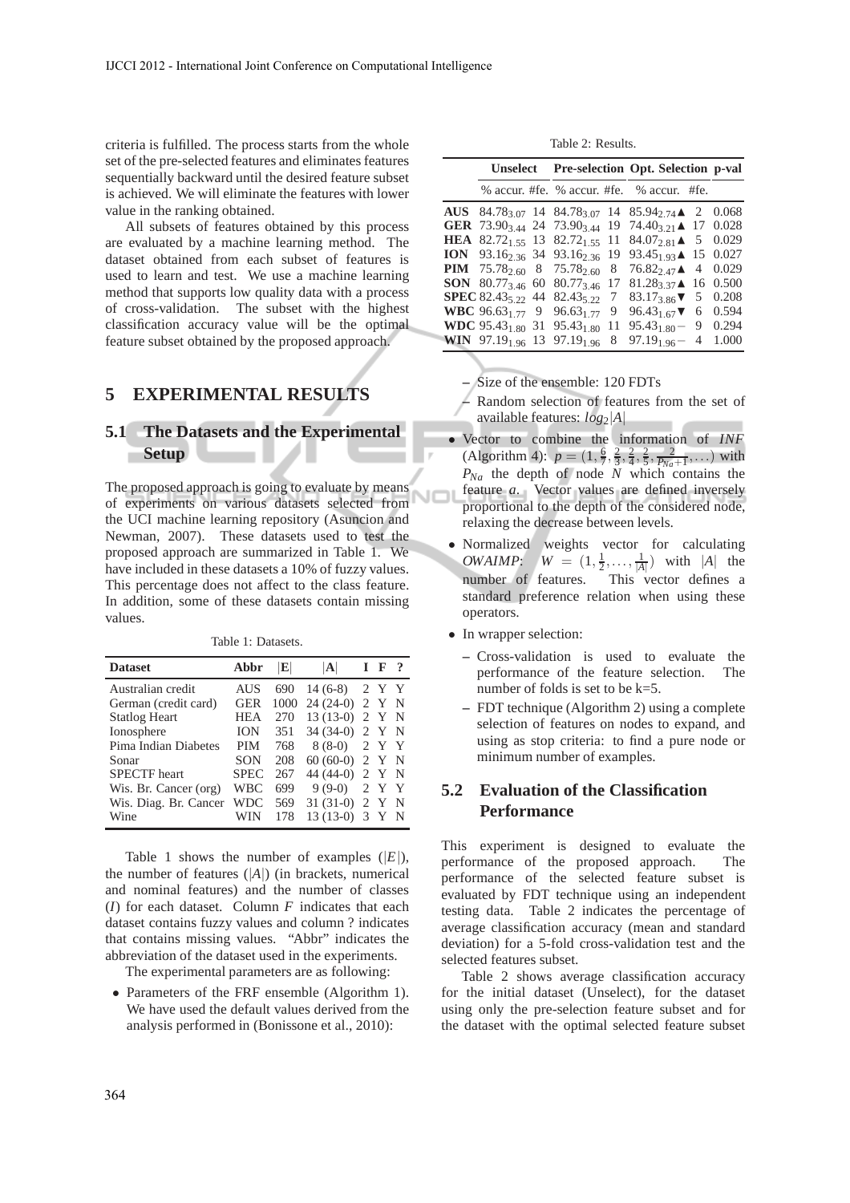criteria is fulfilled. The process starts from the whole set of the pre-selected features and eliminates features sequentially backward until the desired feature subset is achieved. We will eliminate the features with lower value in the ranking obtained.

All subsets of features obtained by this process are evaluated by a machine learning method. The dataset obtained from each subset of features is used to learn and test. We use a machine learning method that supports low quality data with a process of cross-validation. The subset with the highest classification accuracy value will be the optimal feature subset obtained by the proposed approach.

# 5 EXPERIMENTAL RESULTS

## 5.1 The Datasets and the Experimental Setup

The proposed approach is going to evaluate by means of experiments on various datasets selected from the UCI machine learning repository (Asuncion and Newman, 2007). These datasets used to test the proposed approach are summarized in Table 1. We have included in these datasets a 10% of fuzzy values. This percentage does not affect to the class feature. In addition, some of these datasets contain missing values.

Table 1: Datasets.

| Dataset | Abbr | $\|E\|$ | $\|A\|$ | I | F | ? |
|---|---|---|---|---|---|---|
| Australian credit | AUS | 690 | 14 (6-8) | 2 | Y | Y |
| German (credit card) | GER | 1000 | 24 (24-0) | 2 | Y | N |
| Statlog Heart | HEA | 270 | 13 (13-0) | 2 | Y | N |
| Ionosphere | ION | 351 | 34 (34-0) | 2 | Y | N |
| Pima Indian Diabetes | PIM | 768 | 8 (8-0) | 2 | Y | Y |
| Sonar | SON | 208 | 60 (60-0) | 2 | Y | N |
| SPECTF heart | SPEC | 267 | 44 (44-0) | 2 | Y | N |
| Wis. Br. Cancer (org) | WBC | 699 | 9 (9-0) | 2 | Y | Y |
| Wis. Diag. Br. Cancer | WDC | 569 | 31 (31-0) | 2 | Y | N |
| Wine | WIN | 178 | 13 (13-0) | 3 | Y | N |

Table 1 shows the number of examples ($|E|$), the number of features ($|A|$) (in brackets, numerical and nominal features) and the number of classes ($I$) for each dataset. Column $F$ indicates that each dataset contains fuzzy values and column ? indicates that contains missing values. "Abbr" indicates the abbreviation of the dataset used in the experiments.

The experimental parameters are as following:

- Parameters of the FRF ensemble (Algorithm 1). We have used the default values derived from the analysis performed in (Bonissone et al., 2010):
  - Size of the ensemble: 120 FDTs
  - Random selection of features from the set of available features: $log_2|A|$
- Vector to combine the information of *INF* (Algorithm 4): $p = (1, \frac{6}{7}, \frac{2}{3}, \frac{2}{4}, \frac{2}{5}, \frac{2}{P_{Na}+1}, \ldots)$ with $P_{Na}$ the depth of node $N$ which contains the feature $a$. Vector values are defined inversely proportional to the depth of the considered node, relaxing the decrease between levels.
- Normalized weights vector for calculating *OWAIMP*: $W = (1, \frac{1}{2}, \ldots, \frac{1}{|A|})$ with $|A|$ the number of features. This vector defines a standard preference relation when using these operators.
- In wrapper selection:
  - Cross-validation is used to evaluate the performance of the feature selection. The number of folds is set to be k=5.
  - FDT technique (Algorithm 2) using a complete selection of features on nodes to expand, and using as stop criteria: to find a pure node or minimum number of examples.

Table 2: Results.

| | Unselect | | Pre-selection | | Opt. Selection | | p-val |
|---|---|---|---|---|---|---|---|
| | % accur. | #fe. | % accur. | #fe. | % accur. | #fe. | |
| **AUS** | $84.78_{3.07}$ | 14 | $84.78_{3.07}$ | 14 | $85.94_{2.74}$ ▲ | 2 | 0.068 |
| **GER** | $73.90_{3.44}$ | 24 | $73.90_{3.44}$ | 19 | $74.40_{3.21}$ ▲ | 17 | 0.028 |
| **HEA** | $82.72_{1.55}$ | 13 | $82.72_{1.55}$ | 11 | $84.07_{2.81}$ ▲ | 5 | 0.029 |
| **ION** | $93.16_{2.36}$ | 34 | $93.16_{2.36}$ | 19 | $93.45_{1.93}$ ▲ | 15 | 0.027 |
| **PIM** | $75.78_{2.60}$ | 8 | $75.78_{2.60}$ | 8 | $76.82_{2.47}$ ▲ | 4 | 0.029 |
| **SON** | $80.77_{3.46}$ | 60 | $80.77_{3.46}$ | 17 | $81.28_{3.37}$ ▲ | 16 | 0.500 |
| **SPEC** | $82.43_{5.22}$ | 44 | $82.43_{5.22}$ | 7 | $83.17_{3.86}$ ▼ | 5 | 0.208 |
| **WBC** | $96.63_{1.77}$ | 9 | $96.63_{1.77}$ | 9 | $96.43_{1.67}$ ▼ | 6 | 0.594 |
| **WDC** | $95.43_{1.80}$ | 31 | $95.43_{1.80}$ | 11 | $95.43_{1.80}$ − | 9 | 0.294 |
| **WIN** | $97.19_{1.96}$ | 13 | $97.19_{1.96}$ | 8 | $97.19_{1.96}$ − | 4 | 1.000 |

## 5.2 Evaluation of the Classification Performance

This experiment is designed to evaluate the performance of the proposed approach. The performance of the selected feature subset is evaluated by FDT technique using an independent testing data. Table 2 indicates the percentage of average classification accuracy (mean and standard deviation) for a 5-fold cross-validation test and the selected features subset.

Table 2 shows average classification accuracy for the initial dataset (Unselect), for the dataset using only the pre-selection feature subset and for the dataset with the optimal selected feature subset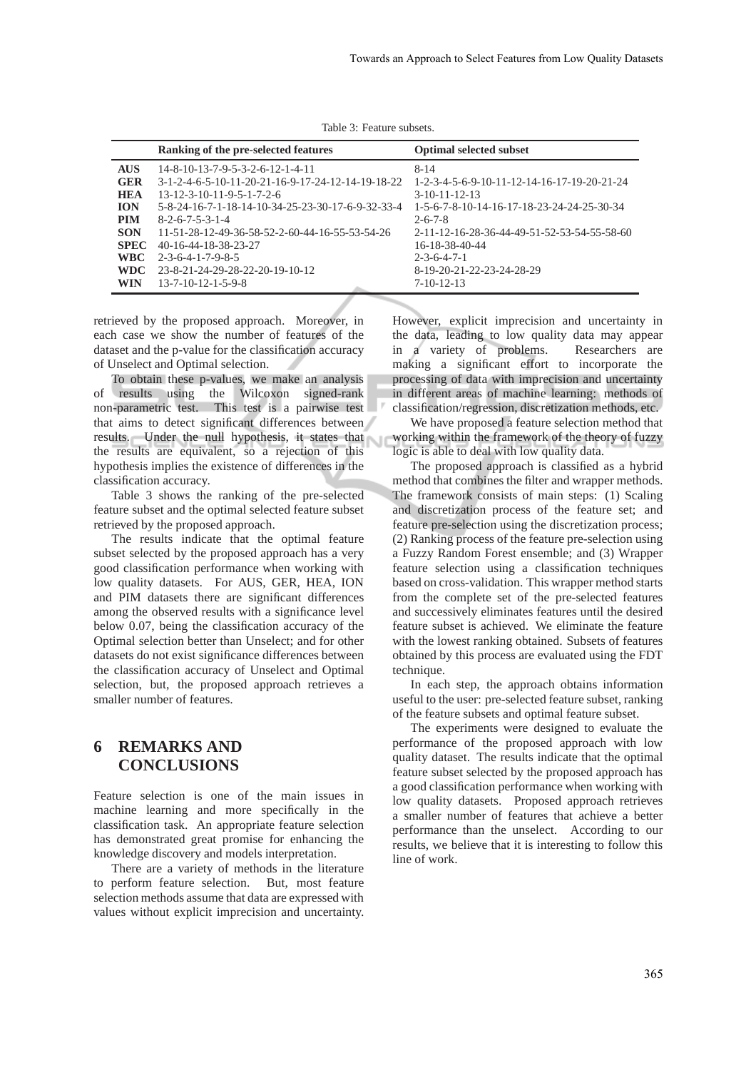Table 3: Feature subsets.

| | Ranking of the pre-selected features | Optimal selected subset |
|---|---|---|
| **AUS** | 14-8-10-13-7-9-5-3-2-6-12-1-4-11 | 8-14 |
| **GER** | 3-1-2-4-6-5-10-11-20-21-16-9-17-24-12-14-19-18-22 | 1-2-3-4-5-6-9-10-11-12-14-16-17-19-20-21-24 |
| **HEA** | 13-12-3-10-11-9-5-1-7-2-6 | 3-10-11-12-13 |
| **ION** | 5-8-24-16-7-1-18-14-10-34-25-23-30-17-6-9-32-33-4 | 1-5-6-7-8-10-14-16-17-18-23-24-24-25-30-34 |
| **PIM** | 8-2-6-7-5-3-1-4 | 2-6-7-8 |
| **SON** | 11-51-28-12-49-36-58-52-2-60-44-16-55-53-54-26 | 2-11-12-16-28-36-44-49-51-52-53-54-55-58-60 |
| **SPEC** | 40-16-44-18-38-23-27 | 16-18-38-40-44 |
| **WBC** | 2-3-6-4-1-7-9-8-5 | 2-3-6-4-7-1 |
| **WDC** | 23-8-21-24-29-28-22-20-19-10-12 | 8-19-20-21-22-23-24-28-29 |
| **WIN** | 13-7-10-12-1-5-9-8 | 7-10-12-13 |

retrieved by the proposed approach. Moreover, in each case we show the number of features of the dataset and the p-value for the classification accuracy of Unselect and Optimal selection.

To obtain these p-values, we make an analysis of results using the Wilcoxon signed-rank non-parametric test. This test is a pairwise test that aims to detect significant differences between results. Under the null hypothesis, it states that the results are equivalent, so a rejection of this hypothesis implies the existence of differences in the classification accuracy.

Table 3 shows the ranking of the pre-selected feature subset and the optimal selected feature subset retrieved by the proposed approach.

The results indicate that the optimal feature subset selected by the proposed approach has a very good classification performance when working with low quality datasets. For AUS, GER, HEA, ION and PIM datasets there are significant differences among the observed results with a significance level below 0.07, being the classification accuracy of the Optimal selection better than Unselect; and for other datasets do not exist significance differences between the classification accuracy of Unselect and Optimal selection, but, the proposed approach retrieves a smaller number of features.

# 6 REMARKS AND CONCLUSIONS

Feature selection is one of the main issues in machine learning and more specifically in the classification task. An appropriate feature selection has demonstrated great promise for enhancing the knowledge discovery and models interpretation.

There are a variety of methods in the literature to perform feature selection. But, most feature selection methods assume that data are expressed with values without explicit imprecision and uncertainty. However, explicit imprecision and uncertainty in the data, leading to low quality data may appear in a variety of problems. Researchers are making a significant effort to incorporate the processing of data with imprecision and uncertainty in different areas of machine learning: methods of classification/regression, discretization methods, etc.

We have proposed a feature selection method that working within the framework of the theory of fuzzy logic is able to deal with low quality data.

The proposed approach is classified as a hybrid method that combines the filter and wrapper methods. The framework consists of main steps: (1) Scaling and discretization process of the feature set; and feature pre-selection using the discretization process; (2) Ranking process of the feature pre-selection using a Fuzzy Random Forest ensemble; and (3) Wrapper feature selection using a classification techniques based on cross-validation. This wrapper method starts from the complete set of the pre-selected features and successively eliminates features until the desired feature subset is achieved. We eliminate the feature with the lowest ranking obtained. Subsets of features obtained by this process are evaluated using the FDT technique.

In each step, the approach obtains information useful to the user: pre-selected feature subset, ranking of the feature subsets and optimal feature subset.

The experiments were designed to evaluate the performance of the proposed approach with low quality dataset. The results indicate that the optimal feature subset selected by the proposed approach has a good classification performance when working with low quality datasets. Proposed approach retrieves a smaller number of features that achieve a better performance than the unselect. According to our results, we believe that it is interesting to follow this line of work.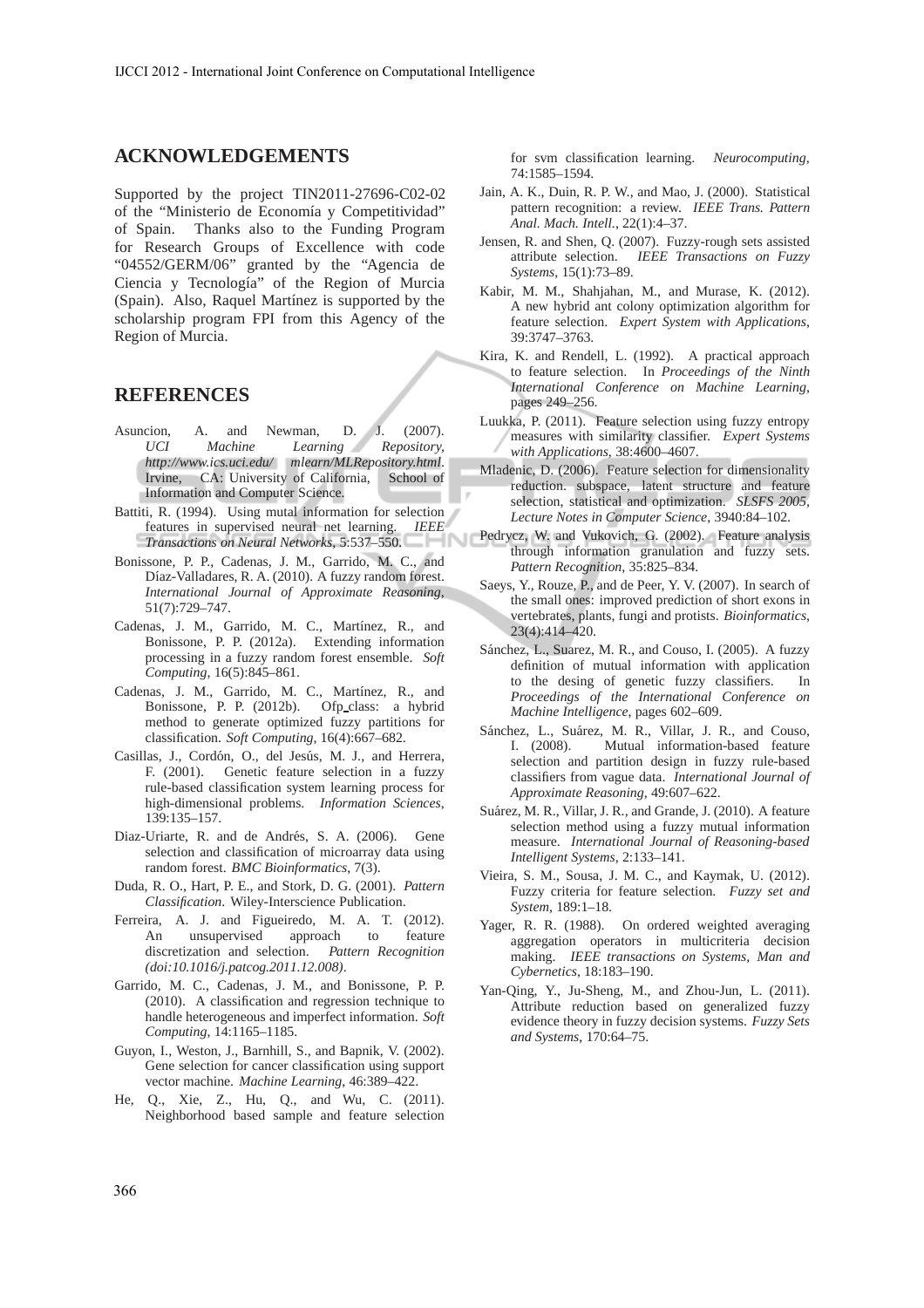## ACKNOWLEDGEMENTS

Supported by the project TIN2011-27696-C02-02 of the "Ministerio de Economía y Competitividad" of Spain. Thanks also to the Funding Program for Research Groups of Excellence with code "04552/GERM/06" granted by the "Agencia de Ciencia y Tecnología" of the Region of Murcia (Spain). Also, Raquel Martínez is supported by the scholarship program FPI from this Agency of the Region of Murcia.

## REFERENCES

Asuncion, A. and Newman, D. J. (2007). *UCI Machine Learning Repository, http://www.ics.uci.edu/ mlearn/MLRepository.html*. Irvine, CA: University of California, School of Information and Computer Science.

Battiti, R. (1994). Using mutal information for selection features in supervised neural net learning. *IEEE Transactions on Neural Networks*, 5:537–550.

Bonissone, P. P., Cadenas, J. M., Garrido, M. C., and Díaz-Valladares, R. A. (2010). A fuzzy random forest. *International Journal of Approximate Reasoning*, 51(7):729–747.

Cadenas, J. M., Garrido, M. C., Martínez, R., and Bonissone, P. P. (2012a). Extending information processing in a fuzzy random forest ensemble. *Soft Computing*, 16(5):845–861.

Cadenas, J. M., Garrido, M. C., Martínez, R., and Bonissone, P. P. (2012b). Ofp_class: a hybrid method to generate optimized fuzzy partitions for classification. *Soft Computing*, 16(4):667–682.

Casillas, J., Cordón, O., del Jesús, M. J., and Herrera, F. (2001). Genetic feature selection in a fuzzy rule-based classification system learning process for high-dimensional problems. *Information Sciences*, 139:135–157.

Diaz-Uriarte, R. and de Andrés, S. A. (2006). Gene selection and classification of microarray data using random forest. *BMC Bioinformatics*, 7(3).

Duda, R. O., Hart, P. E., and Stork, D. G. (2001). *Pattern Classification*. Wiley-Interscience Publication.

Ferreira, A. J. and Figueiredo, M. A. T. (2012). An unsupervised approach to feature discretization and selection. *Pattern Recognition (doi:10.1016/j.patcog.2011.12.008)*.

Garrido, M. C., Cadenas, J. M., and Bonissone, P. P. (2010). A classification and regression technique to handle heterogeneous and imperfect information. *Soft Computing*, 14:1165–1185.

Guyon, I., Weston, J., Barnhill, S., and Bapnik, V. (2002). Gene selection for cancer classification using support vector machine. *Machine Learning*, 46:389–422.

He, Q., Xie, Z., Hu, Q., and Wu, C. (2011). Neighborhood based sample and feature selection for svm classification learning. *Neurocomputing*, 74:1585–1594.

Jain, A. K., Duin, R. P. W., and Mao, J. (2000). Statistical pattern recognition: a review. *IEEE Trans. Pattern Anal. Mach. Intell.*, 22(1):4–37.

Jensen, R. and Shen, Q. (2007). Fuzzy-rough sets assisted attribute selection. *IEEE Transactions on Fuzzy Systems*, 15(1):73–89.

Kabir, M. M., Shahjahan, M., and Murase, K. (2012). A new hybrid ant colony optimization algorithm for feature selection. *Expert System with Applications*, 39:3747–3763.

Kira, K. and Rendell, L. (1992). A practical approach to feature selection. In *Proceedings of the Ninth International Conference on Machine Learning*, pages 249–256.

Luukka, P. (2011). Feature selection using fuzzy entropy measures with similarity classifier. *Expert Systems with Applications*, 38:4600–4607.

Mladenic, D. (2006). Feature selection for dimensionality reduction. subspace, latent structure and feature selection, statistical and optimization. *SLSFS 2005, Lecture Notes in Computer Science*, 3940:84–102.

Pedrycz, W. and Vukovich, G. (2002). Feature analysis through information granulation and fuzzy sets. *Pattern Recognition*, 35:825–834.

Saeys, Y., Rouze, P., and de Peer, Y. V. (2007). In search of the small ones: improved prediction of short exons in vertebrates, plants, fungi and protists. *Bioinformatics*, 23(4):414–420.

Sánchez, L., Suarez, M. R., and Couso, I. (2005). A fuzzy definition of mutual information with application to the desing of genetic fuzzy classifiers. In *Proceedings of the International Conference on Machine Intelligence*, pages 602–609.

Sánchez, L., Suárez, M. R., Villar, J. R., and Couso, I. (2008). Mutual information-based feature selection and partition design in fuzzy rule-based classifiers from vague data. *International Journal of Approximate Reasoning*, 49:607–622.

Suárez, M. R., Villar, J. R., and Grande, J. (2010). A feature selection method using a fuzzy mutual information measure. *International Journal of Reasoning-based Intelligent Systems*, 2:133–141.

Vieira, S. M., Sousa, J. M. C., and Kaymak, U. (2012). Fuzzy criteria for feature selection. *Fuzzy set and System*, 189:1–18.

Yager, R. R. (1988). On ordered weighted averaging aggregation operators in multicriteria decision making. *IEEE transactions on Systems, Man and Cybernetics*, 18:183–190.

Yan-Qing, Y., Ju-Sheng, M., and Zhou-Jun, L. (2011). Attribute reduction based on generalized fuzzy evidence theory in fuzzy decision systems. *Fuzzy Sets and Systems*, 170:64–75.